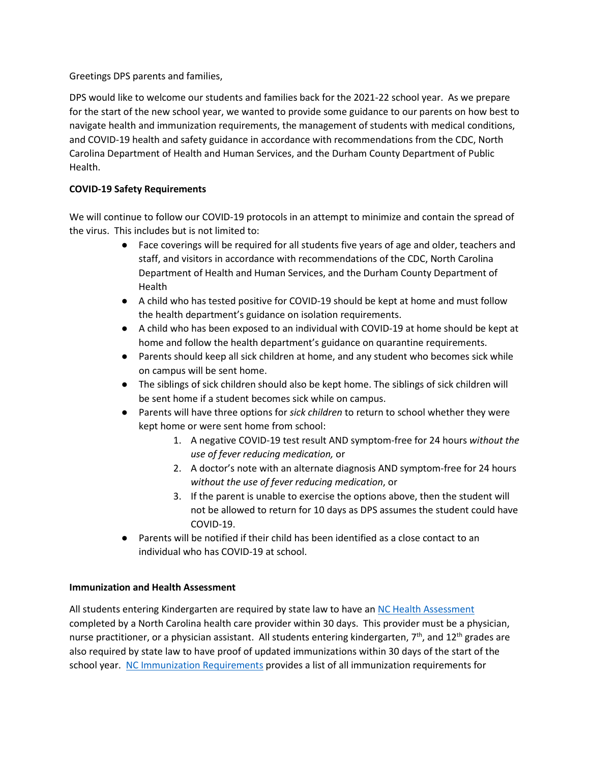Greetings DPS parents and families,

DPS would like to welcome our students and families back for the 2021-22 school year. As we prepare for the start of the new school year, we wanted to provide some guidance to our parents on how best to navigate health and immunization requirements, the management of students with medical conditions, and COVID-19 health and safety guidance in accordance with recommendations from the CDC, North Carolina Department of Health and Human Services, and the Durham County Department of Public Health.

**COVID-19 Safety Requirements**

We will continue to follow our COVID-19 protocols in an attempt to minimize and contain the spread of the virus. This includes but is not limited to:

- Face coverings will be required for all students five years of age and older, teachers and staff, and visitors in accordance with recommendations of the CDC, North Carolina Department of Health and Human Services, and the Durham County Department of Health
- A child who has tested positive for COVID-19 should be kept at home and must follow the health department's guidance on isolation requirements.
- A child who has been exposed to an individual with COVID-19 at home should be kept at home and follow the health department's guidance on quarantine requirements.
- Parents should keep all sick children at home, and any student who becomes sick while on campus will be sent home.
- The siblings of sick children should also be kept home. The siblings of sick children will be sent home if a student becomes sick while on campus.
- Parents will have three options for *sick children* to return to school whether they were kept home or were sent home from school:
    1. A negative COVID-19 test result AND symptom-free for 24 hours *without the use of fever reducing medication,* or
    2. A doctor's note with an alternate diagnosis AND symptom-free for 24 hours *without the use of fever reducing medication*, or
    3. If the parent is unable to exercise the options above, then the student will not be allowed to return for 10 days as DPS assumes the student could have COVID-19.
- Parents will be notified if their child has been identified as a close contact to an individual who has COVID-19 at school.

**Immunization and Health Assessment**

All students entering Kindergarten are required by state law to have an [NC Health Assessment](#) completed by a North Carolina health care provider within 30 days. This provider must be a physician, nurse practitioner, or a physician assistant. All students entering kindergarten, 7th, and 12th grades are also required by state law to have proof of updated immunizations within 30 days of the start of the school year. [NC Immunization Requirements](#) provides a list of all immunization requirements for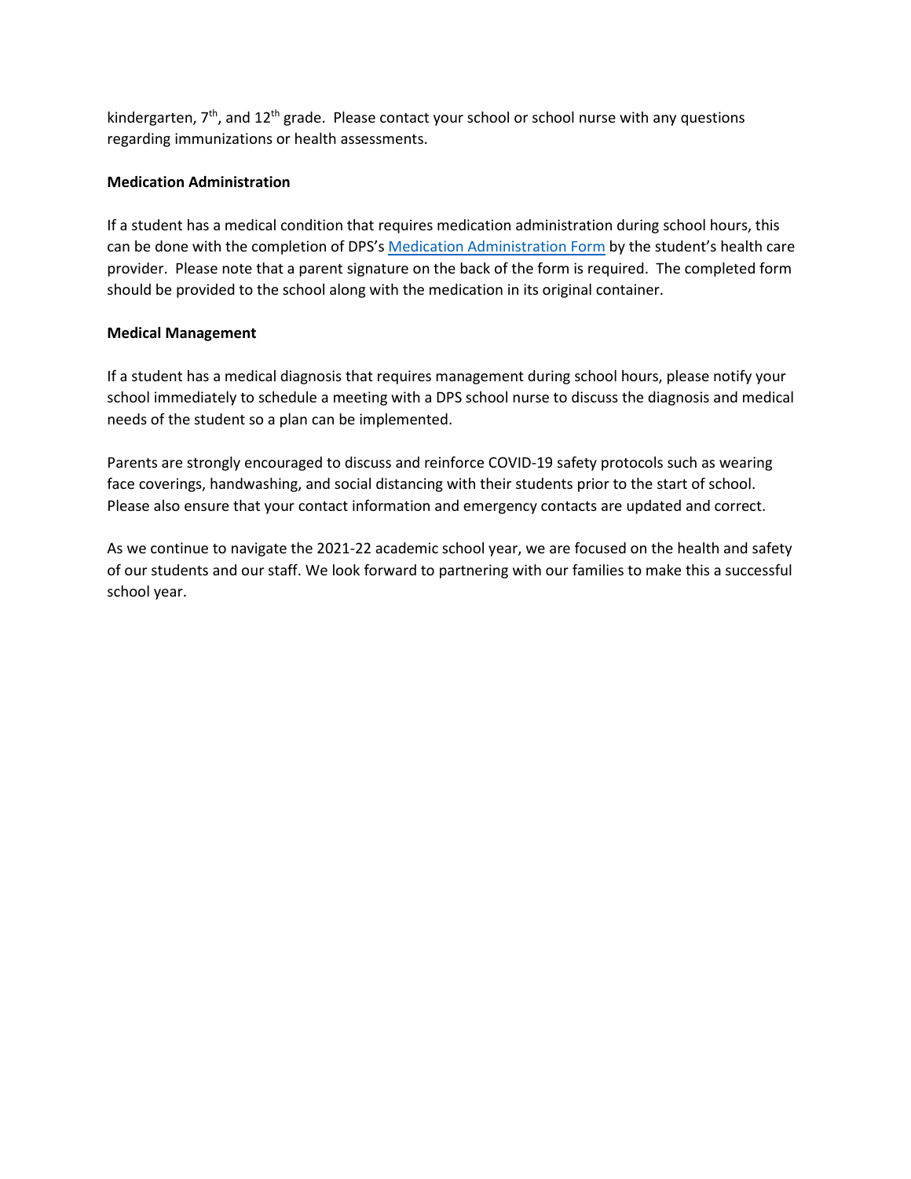kindergarten, 7th, and 12th grade.  Please contact your school or school nurse with any questions regarding immunizations or health assessments.

**Medication Administration**

If a student has a medical condition that requires medication administration during school hours, this can be done with the completion of DPS's Medication Administration Form by the student's health care provider.  Please note that a parent signature on the back of the form is required.  The completed form should be provided to the school along with the medication in its original container.

**Medical Management**

If a student has a medical diagnosis that requires management during school hours, please notify your school immediately to schedule a meeting with a DPS school nurse to discuss the diagnosis and medical needs of the student so a plan can be implemented.

Parents are strongly encouraged to discuss and reinforce COVID-19 safety protocols such as wearing face coverings, handwashing, and social distancing with their students prior to the start of school. Please also ensure that your contact information and emergency contacts are updated and correct.

As we continue to navigate the 2021-22 academic school year, we are focused on the health and safety of our students and our staff. We look forward to partnering with our families to make this a successful school year.